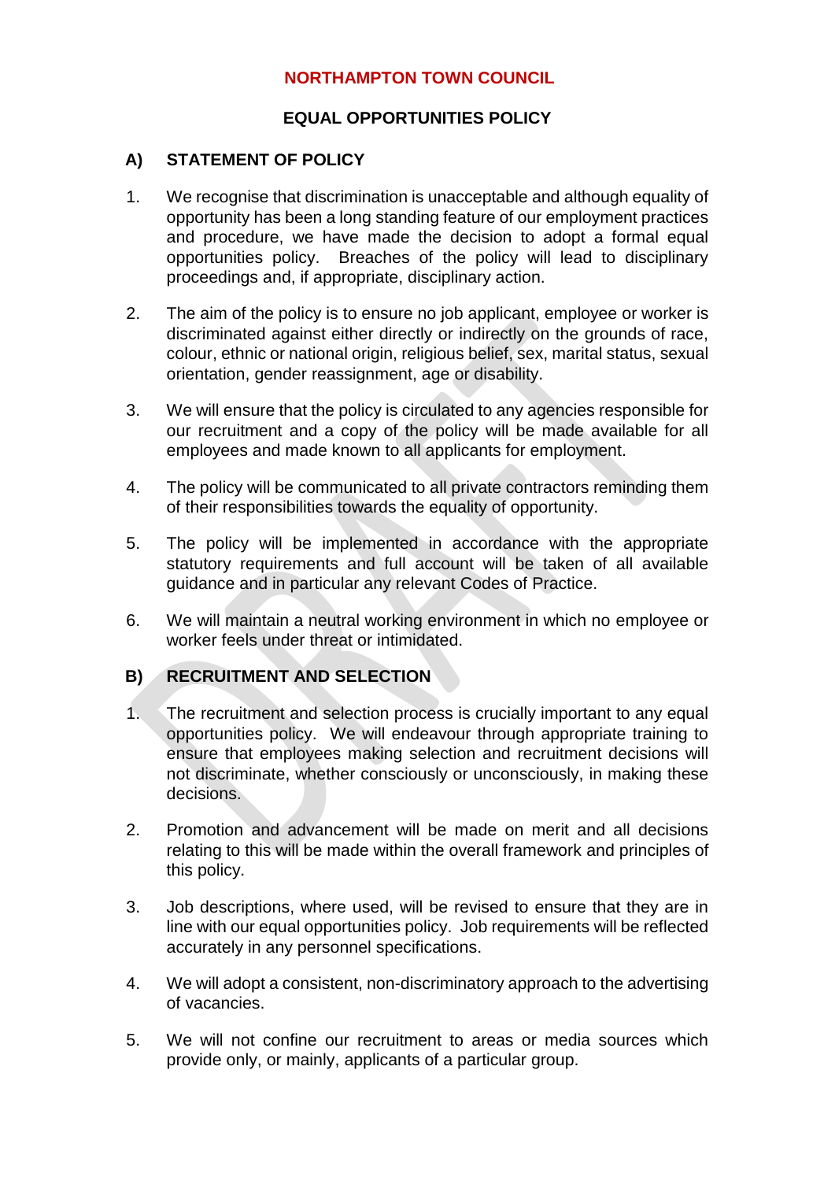# NORTHAMPTON TOWN COUNCIL

## EQUAL OPPORTUNITIES POLICY

### A) STATEMENT OF POLICY

1. We recognise that discrimination is unacceptable and although equality of opportunity has been a long standing feature of our employment practices and procedure, we have made the decision to adopt a formal equal opportunities policy. Breaches of the policy will lead to disciplinary proceedings and, if appropriate, disciplinary action.

2. The aim of the policy is to ensure no job applicant, employee or worker is discriminated against either directly or indirectly on the grounds of race, colour, ethnic or national origin, religious belief, sex, marital status, sexual orientation, gender reassignment, age or disability.

3. We will ensure that the policy is circulated to any agencies responsible for our recruitment and a copy of the policy will be made available for all employees and made known to all applicants for employment.

4. The policy will be communicated to all private contractors reminding them of their responsibilities towards the equality of opportunity.

5. The policy will be implemented in accordance with the appropriate statutory requirements and full account will be taken of all available guidance and in particular any relevant Codes of Practice.

6. We will maintain a neutral working environment in which no employee or worker feels under threat or intimidated.

### B) RECRUITMENT AND SELECTION

1. The recruitment and selection process is crucially important to any equal opportunities policy. We will endeavour through appropriate training to ensure that employees making selection and recruitment decisions will not discriminate, whether consciously or unconsciously, in making these decisions.

2. Promotion and advancement will be made on merit and all decisions relating to this will be made within the overall framework and principles of this policy.

3. Job descriptions, where used, will be revised to ensure that they are in line with our equal opportunities policy. Job requirements will be reflected accurately in any personnel specifications.

4. We will adopt a consistent, non-discriminatory approach to the advertising of vacancies.

5. We will not confine our recruitment to areas or media sources which provide only, or mainly, applicants of a particular group.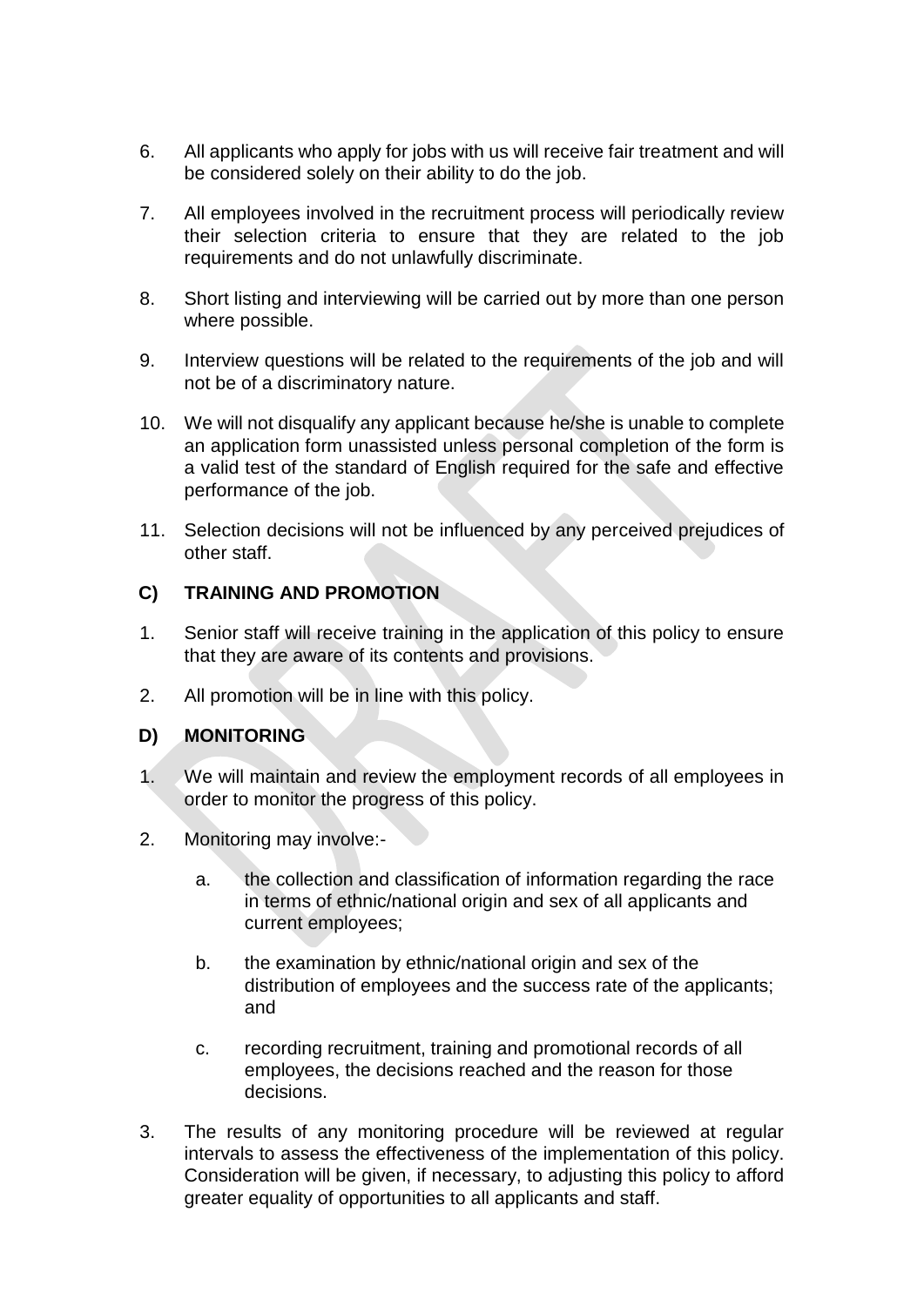6. All applicants who apply for jobs with us will receive fair treatment and will be considered solely on their ability to do the job.

7. All employees involved in the recruitment process will periodically review their selection criteria to ensure that they are related to the job requirements and do not unlawfully discriminate.

8. Short listing and interviewing will be carried out by more than one person where possible.

9. Interview questions will be related to the requirements of the job and will not be of a discriminatory nature.

10. We will not disqualify any applicant because he/she is unable to complete an application form unassisted unless personal completion of the form is a valid test of the standard of English required for the safe and effective performance of the job.

11. Selection decisions will not be influenced by any perceived prejudices of other staff.

## C) TRAINING AND PROMOTION

1. Senior staff will receive training in the application of this policy to ensure that they are aware of its contents and provisions.

2. All promotion will be in line with this policy.

## D) MONITORING

1. We will maintain and review the employment records of all employees in order to monitor the progress of this policy.

2. Monitoring may involve:-

   a. the collection and classification of information regarding the race in terms of ethnic/national origin and sex of all applicants and current employees;

   b. the examination by ethnic/national origin and sex of the distribution of employees and the success rate of the applicants; and

   c. recording recruitment, training and promotional records of all employees, the decisions reached and the reason for those decisions.

3. The results of any monitoring procedure will be reviewed at regular intervals to assess the effectiveness of the implementation of this policy. Consideration will be given, if necessary, to adjusting this policy to afford greater equality of opportunities to all applicants and staff.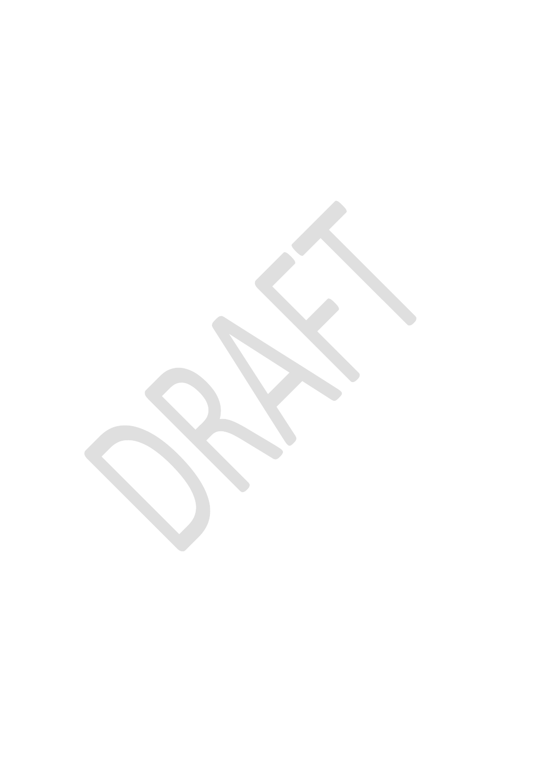DRAFT